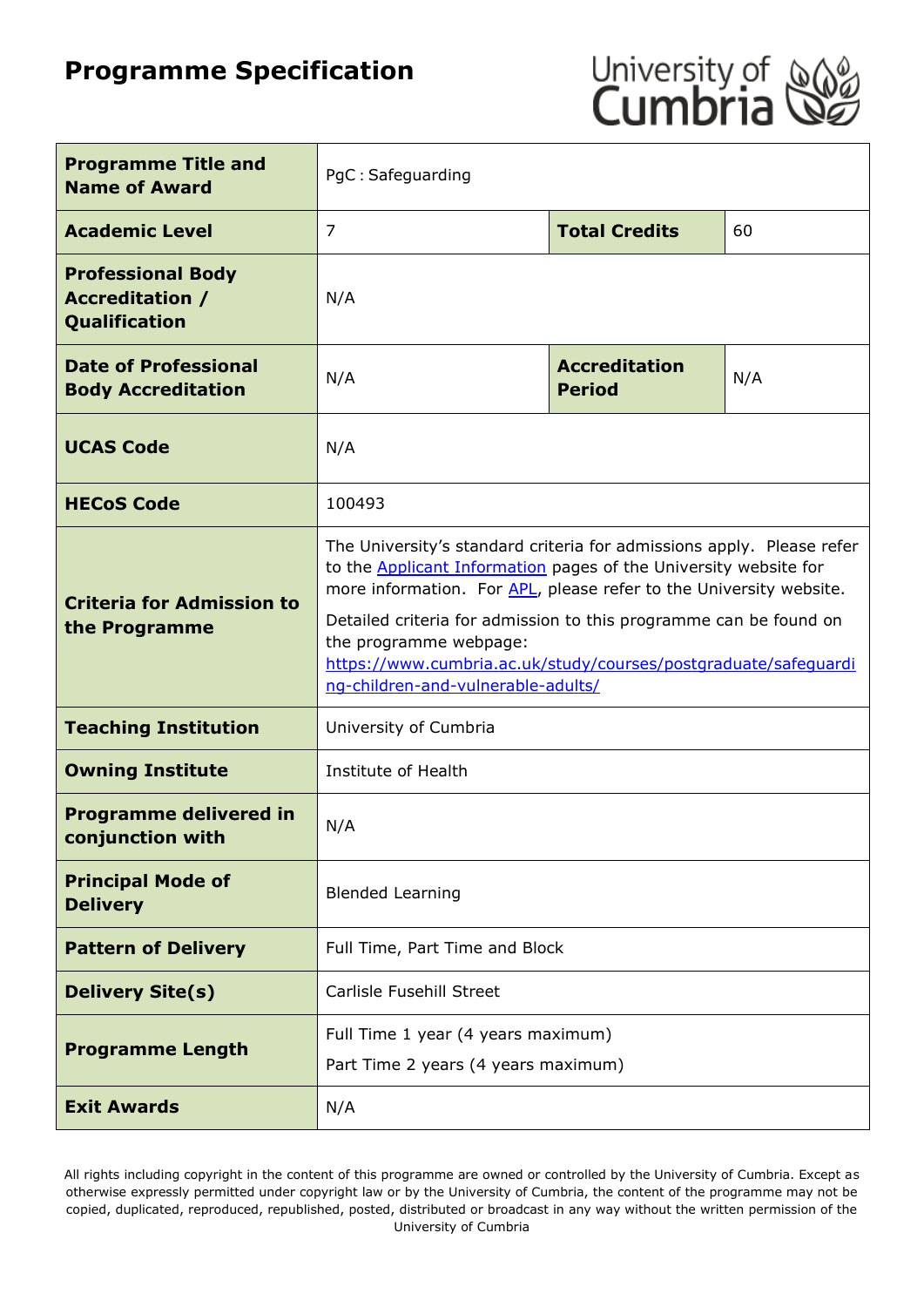# Programme Specification

| | | | |
|---|---|---|---|
| **Programme Title and Name of Award** | PgC : Safeguarding | | |
| **Academic Level** | 7 | **Total Credits** | 60 |
| **Professional Body Accreditation / Qualification** | N/A | | |
| **Date of Professional Body Accreditation** | N/A | **Accreditation Period** | N/A |
| **UCAS Code** | N/A | | |
| **HECoS Code** | 100493 | | |
| **Criteria for Admission to the Programme** | The University's standard criteria for admissions apply. Please refer to the [Applicant Information](#) pages of the University website for more information. For [APL](#), please refer to the University website.<br><br>Detailed criteria for admission to this programme can be found on the programme webpage: [https://www.cumbria.ac.uk/study/courses/postgraduate/safeguarding-children-and-vulnerable-adults/](https://www.cumbria.ac.uk/study/courses/postgraduate/safeguarding-children-and-vulnerable-adults/) | | |
| **Teaching Institution** | University of Cumbria | | |
| **Owning Institute** | Institute of Health | | |
| **Programme delivered in conjunction with** | N/A | | |
| **Principal Mode of Delivery** | Blended Learning | | |
| **Pattern of Delivery** | Full Time, Part Time and Block | | |
| **Delivery Site(s)** | Carlisle Fusehill Street | | |
| **Programme Length** | Full Time 1 year (4 years maximum)<br><br>Part Time 2 years (4 years maximum) | | |
| **Exit Awards** | N/A | | |

All rights including copyright in the content of this programme are owned or controlled by the University of Cumbria. Except as otherwise expressly permitted under copyright law or by the University of Cumbria, the content of the programme may not be copied, duplicated, reproduced, republished, posted, distributed or broadcast in any way without the written permission of the University of Cumbria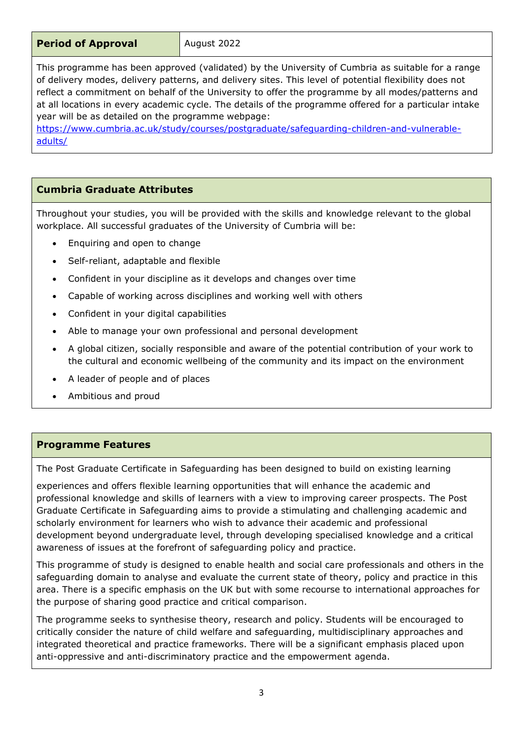| **Period of Approval** | August 2022 |
| --- | --- |

This programme has been approved (validated) by the University of Cumbria as suitable for a range of delivery modes, delivery patterns, and delivery sites. This level of potential flexibility does not reflect a commitment on behalf of the University to offer the programme by all modes/patterns and at all locations in every academic cycle. The details of the programme offered for a particular intake year will be as detailed on the programme webpage:
[https://www.cumbria.ac.uk/study/courses/postgraduate/safeguarding-children-and-vulnerable-adults/](https://www.cumbria.ac.uk/study/courses/postgraduate/safeguarding-children-and-vulnerable-adults/)

## Cumbria Graduate Attributes

Throughout your studies, you will be provided with the skills and knowledge relevant to the global workplace. All successful graduates of the University of Cumbria will be:

- Enquiring and open to change
- Self-reliant, adaptable and flexible
- Confident in your discipline as it develops and changes over time
- Capable of working across disciplines and working well with others
- Confident in your digital capabilities
- Able to manage your own professional and personal development
- A global citizen, socially responsible and aware of the potential contribution of your work to the cultural and economic wellbeing of the community and its impact on the environment
- A leader of people and of places
- Ambitious and proud

## Programme Features

The Post Graduate Certificate in Safeguarding has been designed to build on existing learning experiences and offers flexible learning opportunities that will enhance the academic and professional knowledge and skills of learners with a view to improving career prospects. The Post Graduate Certificate in Safeguarding aims to provide a stimulating and challenging academic and scholarly environment for learners who wish to advance their academic and professional development beyond undergraduate level, through developing specialised knowledge and a critical awareness of issues at the forefront of safeguarding policy and practice.

This programme of study is designed to enable health and social care professionals and others in the safeguarding domain to analyse and evaluate the current state of theory, policy and practice in this area. There is a specific emphasis on the UK but with some recourse to international approaches for the purpose of sharing good practice and critical comparison.

The programme seeks to synthesise theory, research and policy. Students will be encouraged to critically consider the nature of child welfare and safeguarding, multidisciplinary approaches and integrated theoretical and practice frameworks. There will be a significant emphasis placed upon anti-oppressive and anti-discriminatory practice and the empowerment agenda.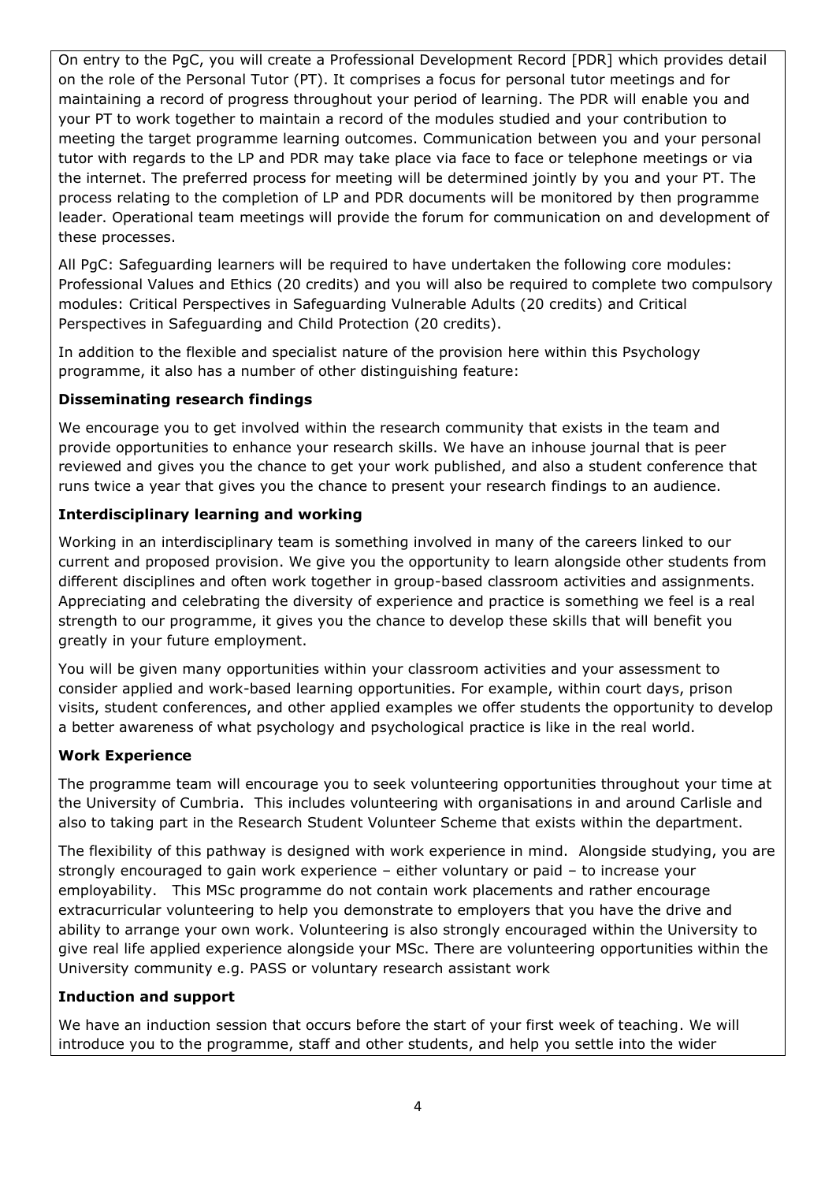On entry to the PgC, you will create a Professional Development Record [PDR] which provides detail on the role of the Personal Tutor (PT). It comprises a focus for personal tutor meetings and for maintaining a record of progress throughout your period of learning. The PDR will enable you and your PT to work together to maintain a record of the modules studied and your contribution to meeting the target programme learning outcomes. Communication between you and your personal tutor with regards to the LP and PDR may take place via face to face or telephone meetings or via the internet. The preferred process for meeting will be determined jointly by you and your PT. The process relating to the completion of LP and PDR documents will be monitored by then programme leader. Operational team meetings will provide the forum for communication on and development of these processes.

All PgC: Safeguarding learners will be required to have undertaken the following core modules: Professional Values and Ethics (20 credits) and you will also be required to complete two compulsory modules: Critical Perspectives in Safeguarding Vulnerable Adults (20 credits) and Critical Perspectives in Safeguarding and Child Protection (20 credits).

In addition to the flexible and specialist nature of the provision here within this Psychology programme, it also has a number of other distinguishing feature:

**Disseminating research findings**

We encourage you to get involved within the research community that exists in the team and provide opportunities to enhance your research skills. We have an inhouse journal that is peer reviewed and gives you the chance to get your work published, and also a student conference that runs twice a year that gives you the chance to present your research findings to an audience.

**Interdisciplinary learning and working**

Working in an interdisciplinary team is something involved in many of the careers linked to our current and proposed provision. We give you the opportunity to learn alongside other students from different disciplines and often work together in group-based classroom activities and assignments. Appreciating and celebrating the diversity of experience and practice is something we feel is a real strength to our programme, it gives you the chance to develop these skills that will benefit you greatly in your future employment.

You will be given many opportunities within your classroom activities and your assessment to consider applied and work-based learning opportunities. For example, within court days, prison visits, student conferences, and other applied examples we offer students the opportunity to develop a better awareness of what psychology and psychological practice is like in the real world.

**Work Experience**

The programme team will encourage you to seek volunteering opportunities throughout your time at the University of Cumbria. This includes volunteering with organisations in and around Carlisle and also to taking part in the Research Student Volunteer Scheme that exists within the department.

The flexibility of this pathway is designed with work experience in mind. Alongside studying, you are strongly encouraged to gain work experience – either voluntary or paid – to increase your employability. This MSc programme do not contain work placements and rather encourage extracurricular volunteering to help you demonstrate to employers that you have the drive and ability to arrange your own work. Volunteering is also strongly encouraged within the University to give real life applied experience alongside your MSc. There are volunteering opportunities within the University community e.g. PASS or voluntary research assistant work

**Induction and support**

We have an induction session that occurs before the start of your first week of teaching. We will introduce you to the programme, staff and other students, and help you settle into the wider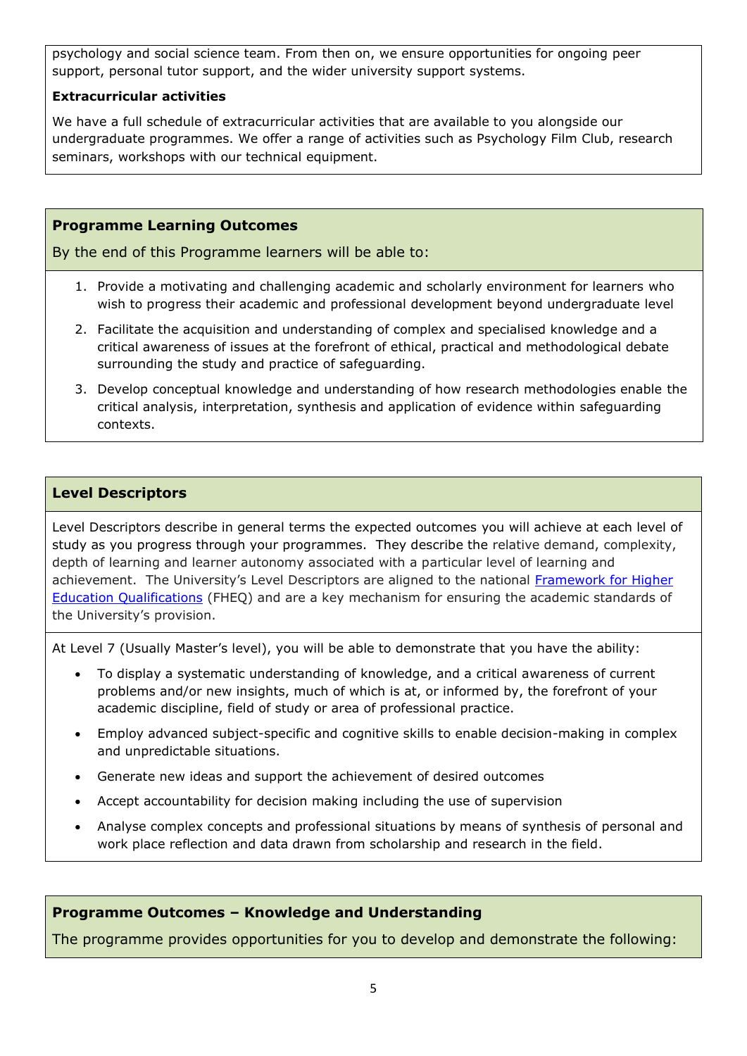psychology and social science team. From then on, we ensure opportunities for ongoing peer support, personal tutor support, and the wider university support systems.

**Extracurricular activities**

We have a full schedule of extracurricular activities that are available to you alongside our undergraduate programmes. We offer a range of activities such as Psychology Film Club, research seminars, workshops with our technical equipment.

## Programme Learning Outcomes

By the end of this Programme learners will be able to:

1. Provide a motivating and challenging academic and scholarly environment for learners who wish to progress their academic and professional development beyond undergraduate level
2. Facilitate the acquisition and understanding of complex and specialised knowledge and a critical awareness of issues at the forefront of ethical, practical and methodological debate surrounding the study and practice of safeguarding.
3. Develop conceptual knowledge and understanding of how research methodologies enable the critical analysis, interpretation, synthesis and application of evidence within safeguarding contexts.

## Level Descriptors

Level Descriptors describe in general terms the expected outcomes you will achieve at each level of study as you progress through your programmes. They describe the relative demand, complexity, depth of learning and learner autonomy associated with a particular level of learning and achievement. The University's Level Descriptors are aligned to the national Framework for Higher Education Qualifications (FHEQ) and are a key mechanism for ensuring the academic standards of the University's provision.

At Level 7 (Usually Master's level), you will be able to demonstrate that you have the ability:

- To display a systematic understanding of knowledge, and a critical awareness of current problems and/or new insights, much of which is at, or informed by, the forefront of your academic discipline, field of study or area of professional practice.
- Employ advanced subject-specific and cognitive skills to enable decision-making in complex and unpredictable situations.
- Generate new ideas and support the achievement of desired outcomes
- Accept accountability for decision making including the use of supervision
- Analyse complex concepts and professional situations by means of synthesis of personal and work place reflection and data drawn from scholarship and research in the field.

## Programme Outcomes – Knowledge and Understanding

The programme provides opportunities for you to develop and demonstrate the following: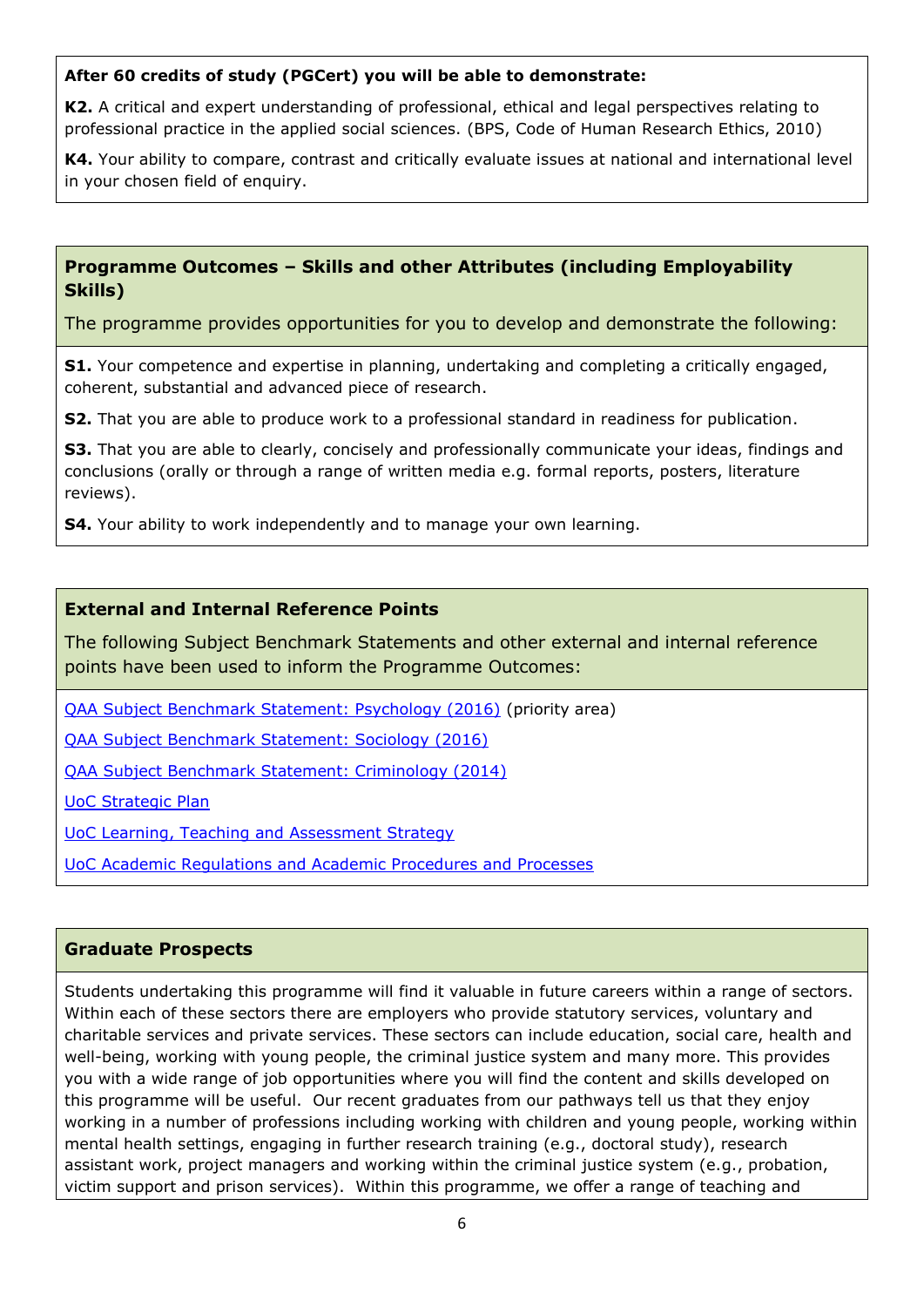**After 60 credits of study (PGCert) you will be able to demonstrate:**

**K2.** A critical and expert understanding of professional, ethical and legal perspectives relating to professional practice in the applied social sciences. (BPS, Code of Human Research Ethics, 2010)

**K4.** Your ability to compare, contrast and critically evaluate issues at national and international level in your chosen field of enquiry.

## Programme Outcomes – Skills and other Attributes (including Employability Skills)

The programme provides opportunities for you to develop and demonstrate the following:

**S1.** Your competence and expertise in planning, undertaking and completing a critically engaged, coherent, substantial and advanced piece of research.

**S2.** That you are able to produce work to a professional standard in readiness for publication.

**S3.** That you are able to clearly, concisely and professionally communicate your ideas, findings and conclusions (orally or through a range of written media e.g. formal reports, posters, literature reviews).

**S4.** Your ability to work independently and to manage your own learning.

## External and Internal Reference Points

The following Subject Benchmark Statements and other external and internal reference points have been used to inform the Programme Outcomes:

QAA Subject Benchmark Statement: Psychology (2016) (priority area)

QAA Subject Benchmark Statement: Sociology (2016)

QAA Subject Benchmark Statement: Criminology (2014)

UoC Strategic Plan

UoC Learning, Teaching and Assessment Strategy

UoC Academic Regulations and Academic Procedures and Processes

## Graduate Prospects

Students undertaking this programme will find it valuable in future careers within a range of sectors. Within each of these sectors there are employers who provide statutory services, voluntary and charitable services and private services. These sectors can include education, social care, health and well-being, working with young people, the criminal justice system and many more. This provides you with a wide range of job opportunities where you will find the content and skills developed on this programme will be useful. Our recent graduates from our pathways tell us that they enjoy working in a number of professions including working with children and young people, working within mental health settings, engaging in further research training (e.g., doctoral study), research assistant work, project managers and working within the criminal justice system (e.g., probation, victim support and prison services). Within this programme, we offer a range of teaching and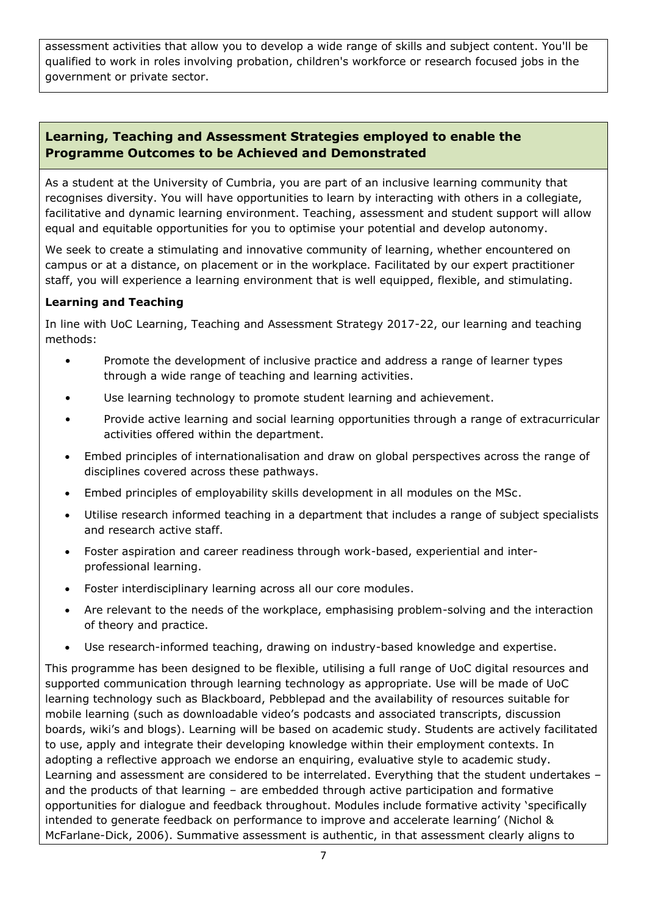assessment activities that allow you to develop a wide range of skills and subject content. You'll be qualified to work in roles involving probation, children's workforce or research focused jobs in the government or private sector.

## Learning, Teaching and Assessment Strategies employed to enable the Programme Outcomes to be Achieved and Demonstrated

As a student at the University of Cumbria, you are part of an inclusive learning community that recognises diversity. You will have opportunities to learn by interacting with others in a collegiate, facilitative and dynamic learning environment. Teaching, assessment and student support will allow equal and equitable opportunities for you to optimise your potential and develop autonomy.

We seek to create a stimulating and innovative community of learning, whether encountered on campus or at a distance, on placement or in the workplace. Facilitated by our expert practitioner staff, you will experience a learning environment that is well equipped, flexible, and stimulating.

**Learning and Teaching**

In line with UoC Learning, Teaching and Assessment Strategy 2017-22, our learning and teaching methods:

- Promote the development of inclusive practice and address a range of learner types through a wide range of teaching and learning activities.
- Use learning technology to promote student learning and achievement.
- Provide active learning and social learning opportunities through a range of extracurricular activities offered within the department.
- Embed principles of internationalisation and draw on global perspectives across the range of disciplines covered across these pathways.
- Embed principles of employability skills development in all modules on the MSc.
- Utilise research informed teaching in a department that includes a range of subject specialists and research active staff.
- Foster aspiration and career readiness through work-based, experiential and inter-professional learning.
- Foster interdisciplinary learning across all our core modules.
- Are relevant to the needs of the workplace, emphasising problem-solving and the interaction of theory and practice.
- Use research-informed teaching, drawing on industry-based knowledge and expertise.

This programme has been designed to be flexible, utilising a full range of UoC digital resources and supported communication through learning technology as appropriate. Use will be made of UoC learning technology such as Blackboard, Pebblepad and the availability of resources suitable for mobile learning (such as downloadable video's podcasts and associated transcripts, discussion boards, wiki's and blogs). Learning will be based on academic study. Students are actively facilitated to use, apply and integrate their developing knowledge within their employment contexts. In adopting a reflective approach we endorse an enquiring, evaluative style to academic study. Learning and assessment are considered to be interrelated. Everything that the student undertakes – and the products of that learning – are embedded through active participation and formative opportunities for dialogue and feedback throughout. Modules include formative activity 'specifically intended to generate feedback on performance to improve and accelerate learning' (Nichol & McFarlane-Dick, 2006). Summative assessment is authentic, in that assessment clearly aligns to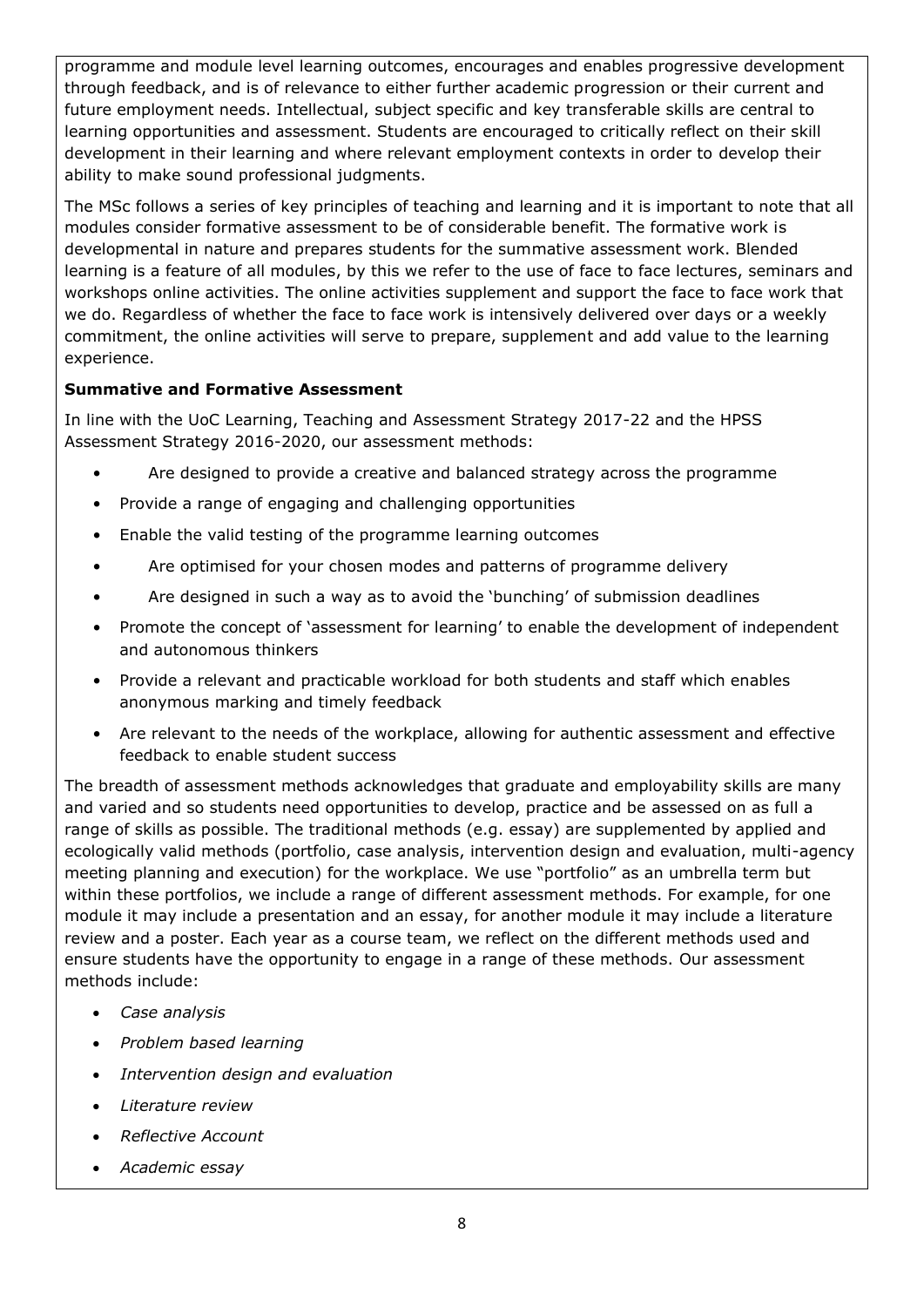programme and module level learning outcomes, encourages and enables progressive development through feedback, and is of relevance to either further academic progression or their current and future employment needs. Intellectual, subject specific and key transferable skills are central to learning opportunities and assessment. Students are encouraged to critically reflect on their skill development in their learning and where relevant employment contexts in order to develop their ability to make sound professional judgments.

The MSc follows a series of key principles of teaching and learning and it is important to note that all modules consider formative assessment to be of considerable benefit. The formative work is developmental in nature and prepares students for the summative assessment work. Blended learning is a feature of all modules, by this we refer to the use of face to face lectures, seminars and workshops online activities. The online activities supplement and support the face to face work that we do. Regardless of whether the face to face work is intensively delivered over days or a weekly commitment, the online activities will serve to prepare, supplement and add value to the learning experience.

**Summative and Formative Assessment**

In line with the UoC Learning, Teaching and Assessment Strategy 2017-22 and the HPSS Assessment Strategy 2016-2020, our assessment methods:

- Are designed to provide a creative and balanced strategy across the programme
- Provide a range of engaging and challenging opportunities
- Enable the valid testing of the programme learning outcomes
- Are optimised for your chosen modes and patterns of programme delivery
- Are designed in such a way as to avoid the 'bunching' of submission deadlines
- Promote the concept of 'assessment for learning' to enable the development of independent and autonomous thinkers
- Provide a relevant and practicable workload for both students and staff which enables anonymous marking and timely feedback
- Are relevant to the needs of the workplace, allowing for authentic assessment and effective feedback to enable student success

The breadth of assessment methods acknowledges that graduate and employability skills are many and varied and so students need opportunities to develop, practice and be assessed on as full a range of skills as possible. The traditional methods (e.g. essay) are supplemented by applied and ecologically valid methods (portfolio, case analysis, intervention design and evaluation, multi-agency meeting planning and execution) for the workplace. We use "portfolio" as an umbrella term but within these portfolios, we include a range of different assessment methods. For example, for one module it may include a presentation and an essay, for another module it may include a literature review and a poster. Each year as a course team, we reflect on the different methods used and ensure students have the opportunity to engage in a range of these methods. Our assessment methods include:

- *Case analysis*
- *Problem based learning*
- *Intervention design and evaluation*
- *Literature review*
- *Reflective Account*
- *Academic essay*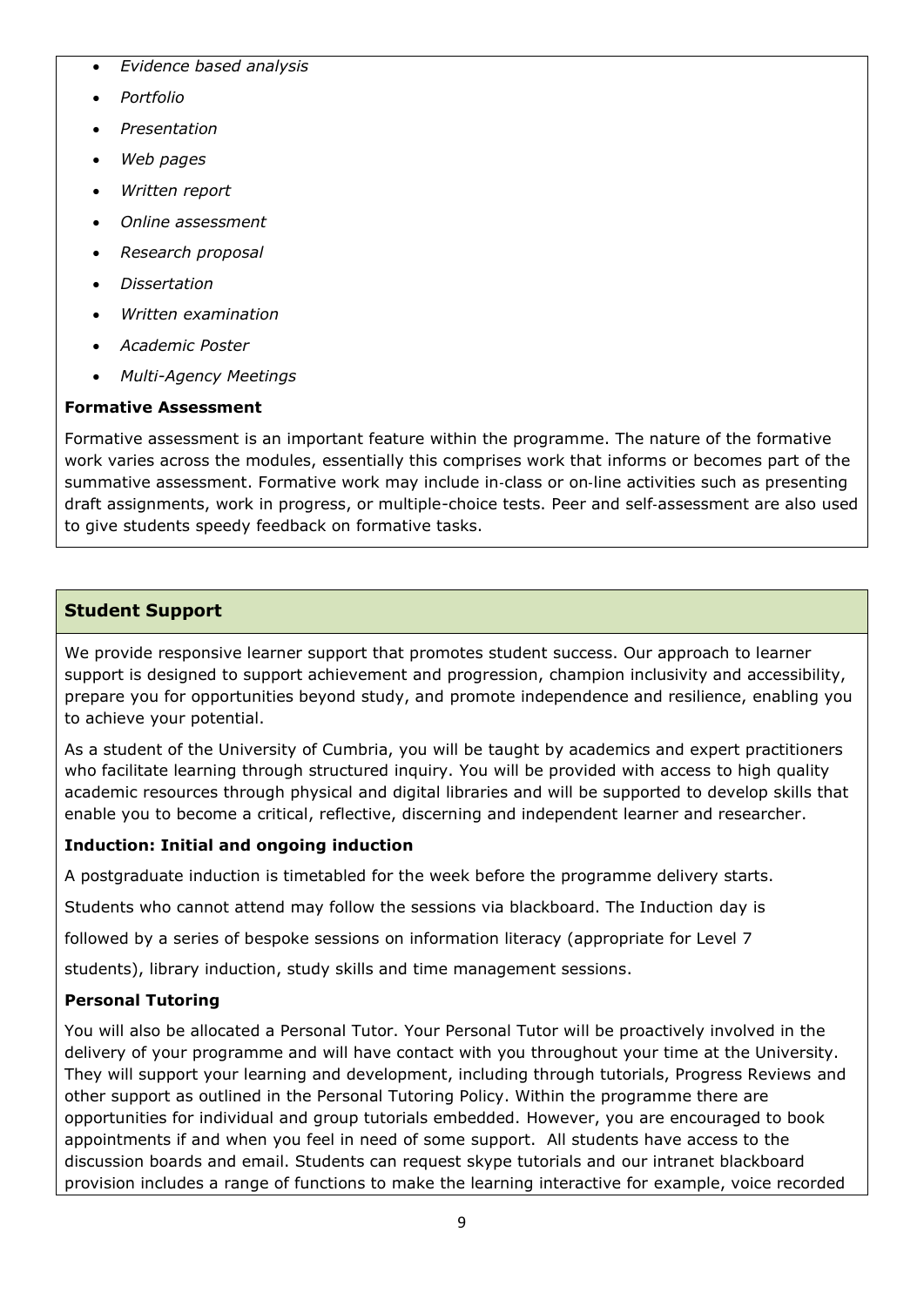- *Evidence based analysis*
- *Portfolio*
- *Presentation*
- *Web pages*
- *Written report*
- *Online assessment*
- *Research proposal*
- *Dissertation*
- *Written examination*
- *Academic Poster*
- *Multi-Agency Meetings*

**Formative Assessment**

Formative assessment is an important feature within the programme. The nature of the formative work varies across the modules, essentially this comprises work that informs or becomes part of the summative assessment. Formative work may include in-class or on-line activities such as presenting draft assignments, work in progress, or multiple-choice tests. Peer and self-assessment are also used to give students speedy feedback on formative tasks.

## Student Support

We provide responsive learner support that promotes student success. Our approach to learner support is designed to support achievement and progression, champion inclusivity and accessibility, prepare you for opportunities beyond study, and promote independence and resilience, enabling you to achieve your potential.

As a student of the University of Cumbria, you will be taught by academics and expert practitioners who facilitate learning through structured inquiry. You will be provided with access to high quality academic resources through physical and digital libraries and will be supported to develop skills that enable you to become a critical, reflective, discerning and independent learner and researcher.

**Induction: Initial and ongoing induction**

A postgraduate induction is timetabled for the week before the programme delivery starts.

Students who cannot attend may follow the sessions via blackboard. The Induction day is followed by a series of bespoke sessions on information literacy (appropriate for Level 7 students), library induction, study skills and time management sessions.

**Personal Tutoring**

You will also be allocated a Personal Tutor. Your Personal Tutor will be proactively involved in the delivery of your programme and will have contact with you throughout your time at the University. They will support your learning and development, including through tutorials, Progress Reviews and other support as outlined in the Personal Tutoring Policy. Within the programme there are opportunities for individual and group tutorials embedded. However, you are encouraged to book appointments if and when you feel in need of some support. All students have access to the discussion boards and email. Students can request skype tutorials and our intranet blackboard provision includes a range of functions to make the learning interactive for example, voice recorded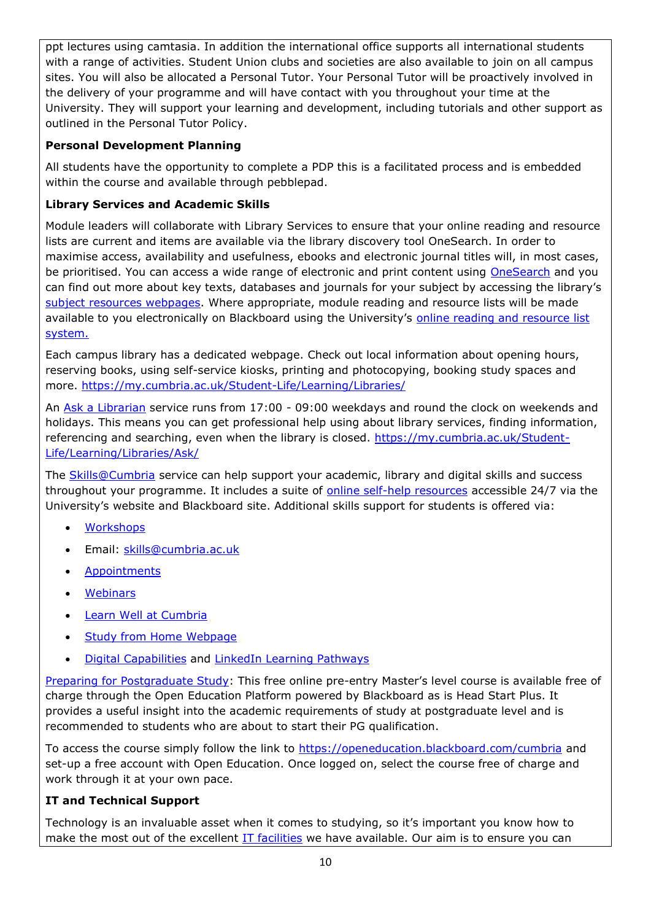ppt lectures using camtasia. In addition the international office supports all international students with a range of activities. Student Union clubs and societies are also available to join on all campus sites. You will also be allocated a Personal Tutor. Your Personal Tutor will be proactively involved in the delivery of your programme and will have contact with you throughout your time at the University. They will support your learning and development, including tutorials and other support as outlined in the Personal Tutor Policy.

**Personal Development Planning**

All students have the opportunity to complete a PDP this is a facilitated process and is embedded within the course and available through pebblepad.

**Library Services and Academic Skills**

Module leaders will collaborate with Library Services to ensure that your online reading and resource lists are current and items are available via the library discovery tool OneSearch. In order to maximise access, availability and usefulness, ebooks and electronic journal titles will, in most cases, be prioritised. You can access a wide range of electronic and print content using OneSearch and you can find out more about key texts, databases and journals for your subject by accessing the library's subject resources webpages. Where appropriate, module reading and resource lists will be made available to you electronically on Blackboard using the University's online reading and resource list system.

Each campus library has a dedicated webpage. Check out local information about opening hours, reserving books, using self-service kiosks, printing and photocopying, booking study spaces and more. https://my.cumbria.ac.uk/Student-Life/Learning/Libraries/

An Ask a Librarian service runs from 17:00 - 09:00 weekdays and round the clock on weekends and holidays. This means you can get professional help using about library services, finding information, referencing and searching, even when the library is closed. https://my.cumbria.ac.uk/Student-Life/Learning/Libraries/Ask/

The Skills@Cumbria service can help support your academic, library and digital skills and success throughout your programme. It includes a suite of online self-help resources accessible 24/7 via the University's website and Blackboard site. Additional skills support for students is offered via:

- Workshops
- Email: skills@cumbria.ac.uk
- Appointments
- Webinars
- Learn Well at Cumbria
- Study from Home Webpage
- Digital Capabilities and LinkedIn Learning Pathways

Preparing for Postgraduate Study: This free online pre-entry Master's level course is available free of charge through the Open Education Platform powered by Blackboard as is Head Start Plus. It provides a useful insight into the academic requirements of study at postgraduate level and is recommended to students who are about to start their PG qualification.

To access the course simply follow the link to https://openeducation.blackboard.com/cumbria and set-up a free account with Open Education. Once logged on, select the course free of charge and work through it at your own pace.

**IT and Technical Support**

Technology is an invaluable asset when it comes to studying, so it's important you know how to make the most out of the excellent IT facilities we have available. Our aim is to ensure you can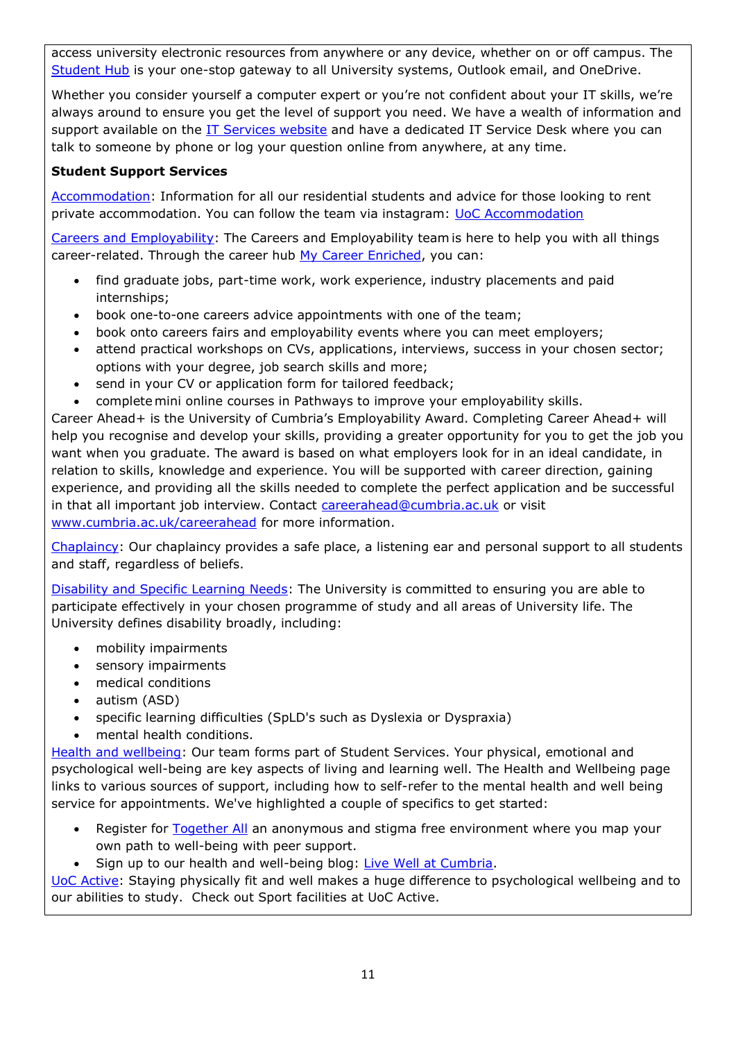access university electronic resources from anywhere or any device, whether on or off campus. The Student Hub is your one-stop gateway to all University systems, Outlook email, and OneDrive.

Whether you consider yourself a computer expert or you're not confident about your IT skills, we're always around to ensure you get the level of support you need. We have a wealth of information and support available on the IT Services website and have a dedicated IT Service Desk where you can talk to someone by phone or log your question online from anywhere, at any time.

**Student Support Services**

Accommodation: Information for all our residential students and advice for those looking to rent private accommodation. You can follow the team via instagram: UoC Accommodation

Careers and Employability: The Careers and Employability team is here to help you with all things career-related. Through the career hub My Career Enriched, you can:

- find graduate jobs, part-time work, work experience, industry placements and paid internships;
- book one-to-one careers advice appointments with one of the team;
- book onto careers fairs and employability events where you can meet employers;
- attend practical workshops on CVs, applications, interviews, success in your chosen sector; options with your degree, job search skills and more;
- send in your CV or application form for tailored feedback;
- complete mini online courses in Pathways to improve your employability skills.

Career Ahead+ is the University of Cumbria's Employability Award. Completing Career Ahead+ will help you recognise and develop your skills, providing a greater opportunity for you to get the job you want when you graduate. The award is based on what employers look for in an ideal candidate, in relation to skills, knowledge and experience. You will be supported with career direction, gaining experience, and providing all the skills needed to complete the perfect application and be successful in that all important job interview. Contact careerahead@cumbria.ac.uk or visit www.cumbria.ac.uk/careerahead for more information.

Chaplaincy: Our chaplaincy provides a safe place, a listening ear and personal support to all students and staff, regardless of beliefs.

Disability and Specific Learning Needs: The University is committed to ensuring you are able to participate effectively in your chosen programme of study and all areas of University life. The University defines disability broadly, including:

- mobility impairments
- sensory impairments
- medical conditions
- autism (ASD)
- specific learning difficulties (SpLD's such as Dyslexia or Dyspraxia)
- mental health conditions.

Health and wellbeing: Our team forms part of Student Services. Your physical, emotional and psychological well-being are key aspects of living and learning well. The Health and Wellbeing page links to various sources of support, including how to self-refer to the mental health and well being service for appointments. We've highlighted a couple of specifics to get started:

- Register for Together All an anonymous and stigma free environment where you map your own path to well-being with peer support.
- Sign up to our health and well-being blog: Live Well at Cumbria.

UoC Active: Staying physically fit and well makes a huge difference to psychological wellbeing and to our abilities to study. Check out Sport facilities at UoC Active.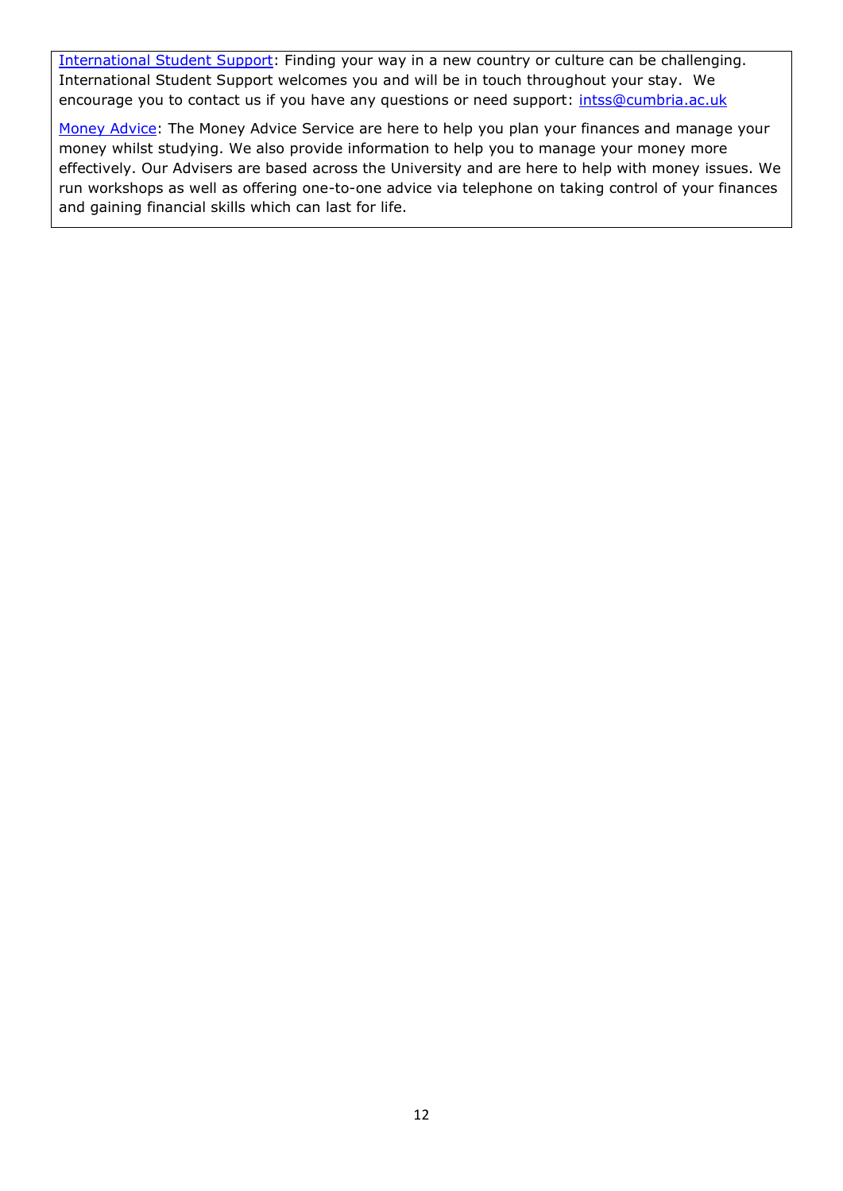[International Student Support](): Finding your way in a new country or culture can be challenging. International Student Support welcomes you and will be in touch throughout your stay. We encourage you to contact us if you have any questions or need support: [intss@cumbria.ac.uk](mailto:intss@cumbria.ac.uk)

[Money Advice](): The Money Advice Service are here to help you plan your finances and manage your money whilst studying. We also provide information to help you to manage your money more effectively. Our Advisers are based across the University and are here to help with money issues. We run workshops as well as offering one-to-one advice via telephone on taking control of your finances and gaining financial skills which can last for life.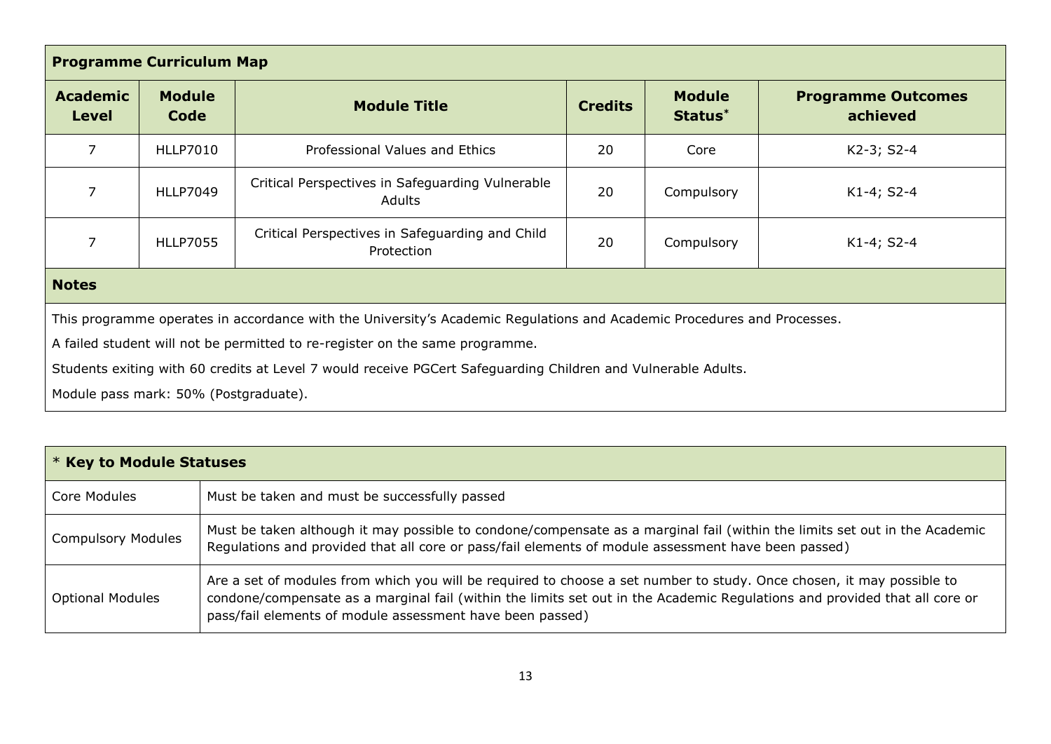## Programme Curriculum Map

| Academic Level | Module Code | Module Title | Credits | Module Status* | Programme Outcomes achieved |
|---|---|---|---|---|---|
| 7 | HLLP7010 | Professional Values and Ethics | 20 | Core | K2-3; S2-4 |
| 7 | HLLP7049 | Critical Perspectives in Safeguarding Vulnerable Adults | 20 | Compulsory | K1-4; S2-4 |
| 7 | HLLP7055 | Critical Perspectives in Safeguarding and Child Protection | 20 | Compulsory | K1-4; S2-4 |

### Notes

This programme operates in accordance with the University's Academic Regulations and Academic Procedures and Processes.

A failed student will not be permitted to re-register on the same programme.

Students exiting with 60 credits at Level 7 would receive PGCert Safeguarding Children and Vulnerable Adults.

Module pass mark: 50% (Postgraduate).

| * Key to Module Statuses | |
|---|---|
| Core Modules | Must be taken and must be successfully passed |
| Compulsory Modules | Must be taken although it may possible to condone/compensate as a marginal fail (within the limits set out in the Academic Regulations and provided that all core or pass/fail elements of module assessment have been passed) |
| Optional Modules | Are a set of modules from which you will be required to choose a set number to study. Once chosen, it may possible to condone/compensate as a marginal fail (within the limits set out in the Academic Regulations and provided that all core or pass/fail elements of module assessment have been passed) |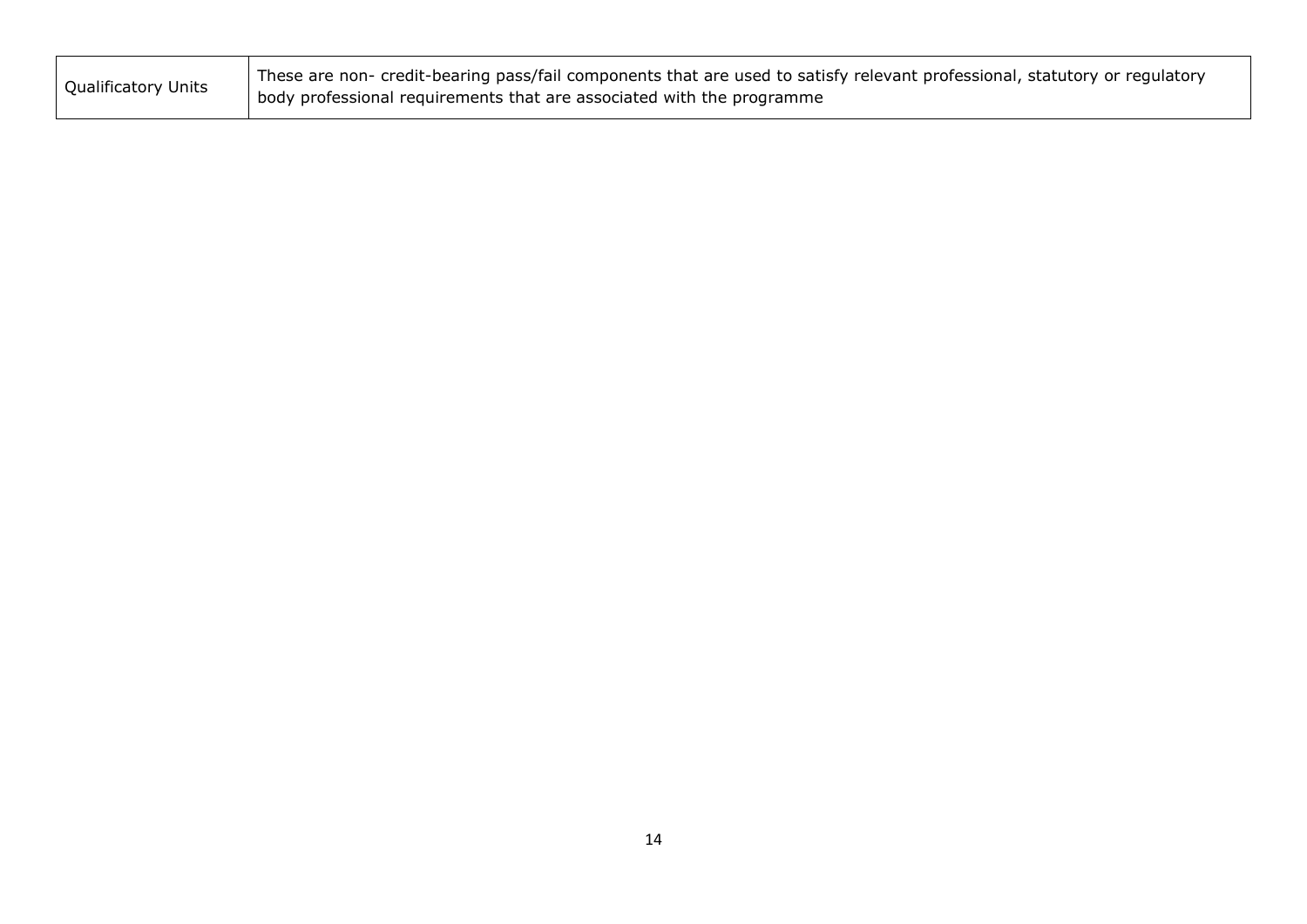| | |
|---|---|
| Qualificatory Units | These are non- credit-bearing pass/fail components that are used to satisfy relevant professional, statutory or regulatory body professional requirements that are associated with the programme |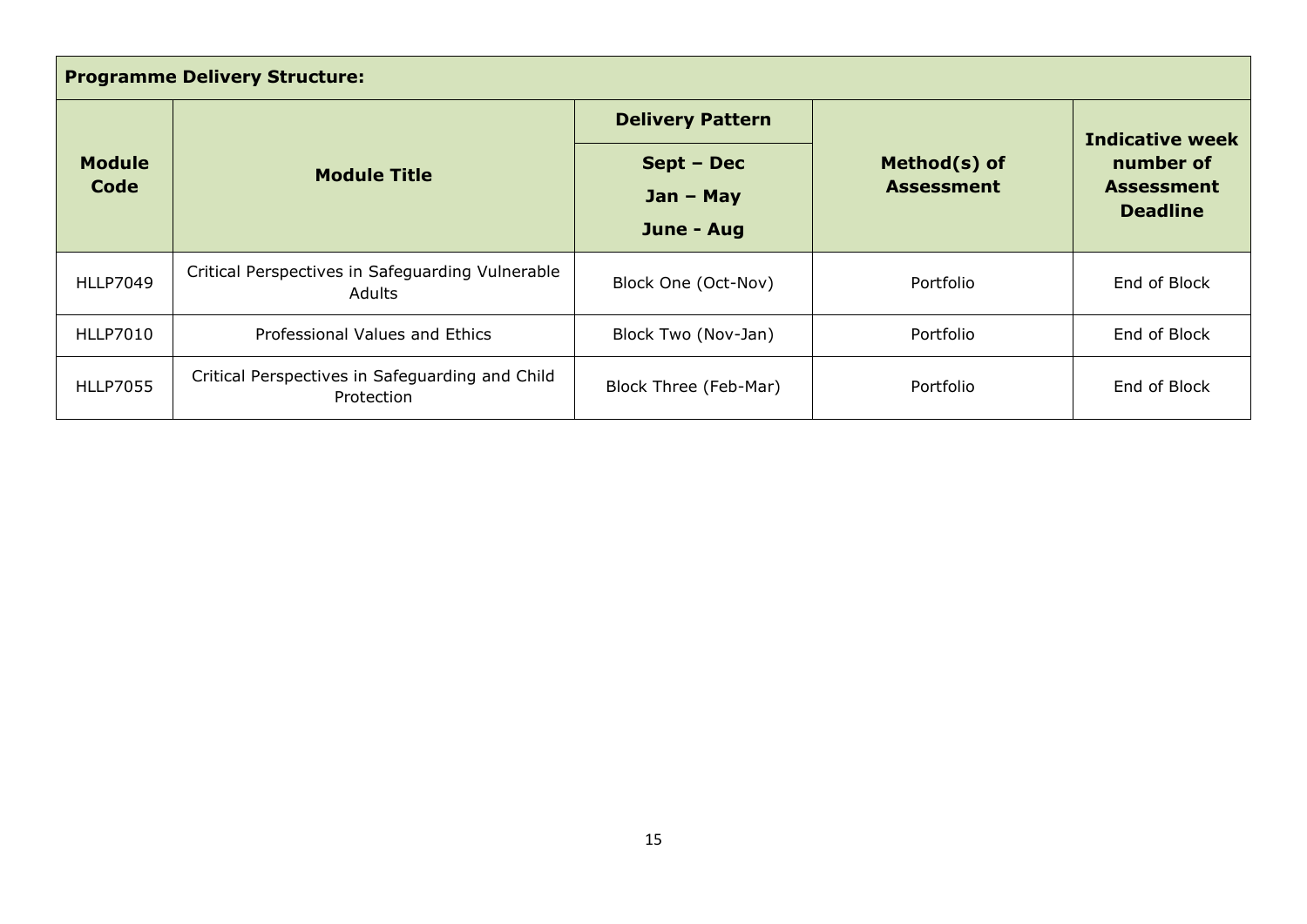| Programme Delivery Structure: | | | | |
|---|---|---|---|---|
| **Module Code** | **Module Title** | **Delivery Pattern**<br>**Sept – Dec**<br>**Jan – May**<br>**June - Aug** | **Method(s) of Assessment** | **Indicative week number of Assessment Deadline** |
| HLLP7049 | Critical Perspectives in Safeguarding Vulnerable Adults | Block One (Oct-Nov) | Portfolio | End of Block |
| HLLP7010 | Professional Values and Ethics | Block Two (Nov-Jan) | Portfolio | End of Block |
| HLLP7055 | Critical Perspectives in Safeguarding and Child Protection | Block Three (Feb-Mar) | Portfolio | End of Block |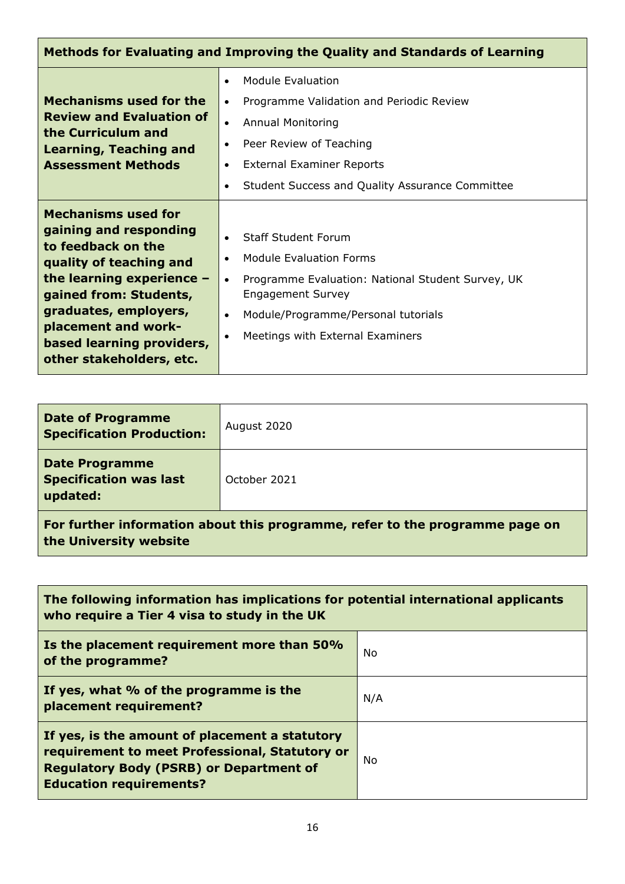| Methods for Evaluating and Improving the Quality and Standards of Learning | |
|---|---|
| **Mechanisms used for the Review and Evaluation of the Curriculum and Learning, Teaching and Assessment Methods** | • Module Evaluation<br>• Programme Validation and Periodic Review<br>• Annual Monitoring<br>• Peer Review of Teaching<br>• External Examiner Reports<br>• Student Success and Quality Assurance Committee |
| **Mechanisms used for gaining and responding to feedback on the quality of teaching and the learning experience – gained from: Students, graduates, employers, placement and work-based learning providers, other stakeholders, etc.** | • Staff Student Forum<br>• Module Evaluation Forms<br>• Programme Evaluation: National Student Survey, UK Engagement Survey<br>• Module/Programme/Personal tutorials<br>• Meetings with External Examiners |

| | |
|---|---|
| **Date of Programme Specification Production:** | August 2020 |
| **Date Programme Specification was last updated:** | October 2021 |
| **For further information about this programme, refer to the programme page on the University website** | |

| The following information has implications for potential international applicants who require a Tier 4 visa to study in the UK | |
|---|---|
| **Is the placement requirement more than 50% of the programme?** | No |
| **If yes, what % of the programme is the placement requirement?** | N/A |
| **If yes, is the amount of placement a statutory requirement to meet Professional, Statutory or Regulatory Body (PSRB) or Department of Education requirements?** | No |